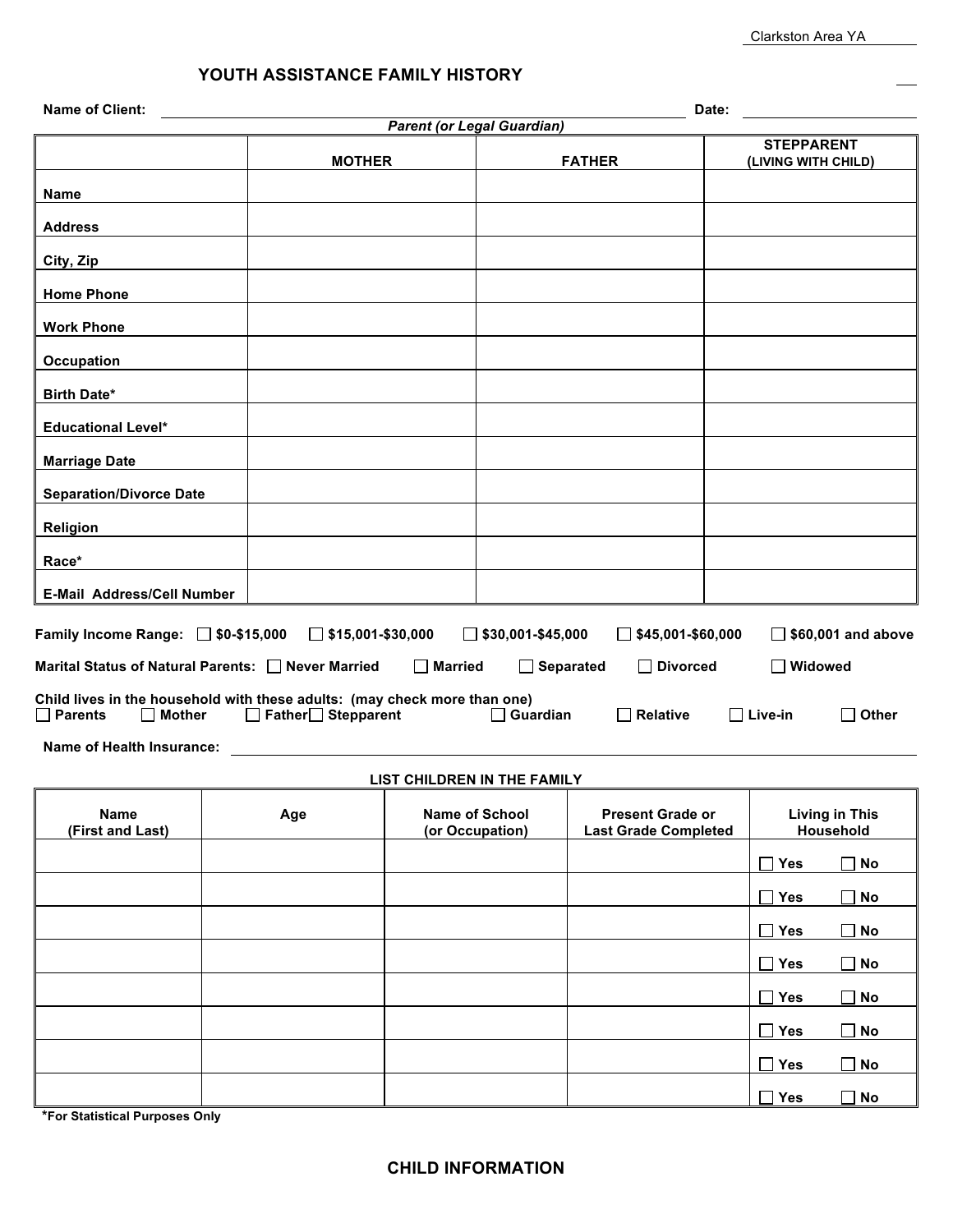Clarkston Area YA

# YOUTH ASSISTANCE FAMILY HISTORY

**Name of Client:** ______________________ **Date:** ______________

*Parent (or Legal Guardian)*

| | MOTHER | FATHER | STEPPARENT (LIVING WITH CHILD) |
|---|---|---|---|
| **Name** | | | |
| **Address** | | | |
| **City, Zip** | | | |
| **Home Phone** | | | |
| **Work Phone** | | | |
| **Occupation** | | | |
| **Birth Date*** | | | |
| **Educational Level*** | | | |
| **Marriage Date** | | | |
| **Separation/Divorce Date** | | | |
| **Religion** | | | |
| **Race*** | | | |
| **E-Mail Address/Cell Number** | | | |

**Family Income Range:** ☐ $0-$15,000 ☐ $15,001-$30,000 ☐ $30,001-$45,000 ☐ $45,001-$60,000 ☐ $60,001 and above

**Marital Status of Natural Parents:** ☐ Never Married ☐ Married ☐ Separated ☐ Divorced ☐ Widowed

**Child lives in the household with these adults: (may check more than one)**
☐ Parents ☐ Mother ☐ Father ☐ Stepparent ☐ Guardian ☐ Relative ☐ Live-in ☐ Other

**Name of Health Insurance:** ______________________

**LIST CHILDREN IN THE FAMILY**

| Name (First and Last) | Age | Name of School (or Occupation) | Present Grade or Last Grade Completed | Living in This Household |
|---|---|---|---|---|
| | | | | ☐ Yes ☐ No |
| | | | | ☐ Yes ☐ No |
| | | | | ☐ Yes ☐ No |
| | | | | ☐ Yes ☐ No |
| | | | | ☐ Yes ☐ No |
| | | | | ☐ Yes ☐ No |
| | | | | ☐ Yes ☐ No |
| | | | | ☐ Yes ☐ No |

***For Statistical Purposes Only**

## CHILD INFORMATION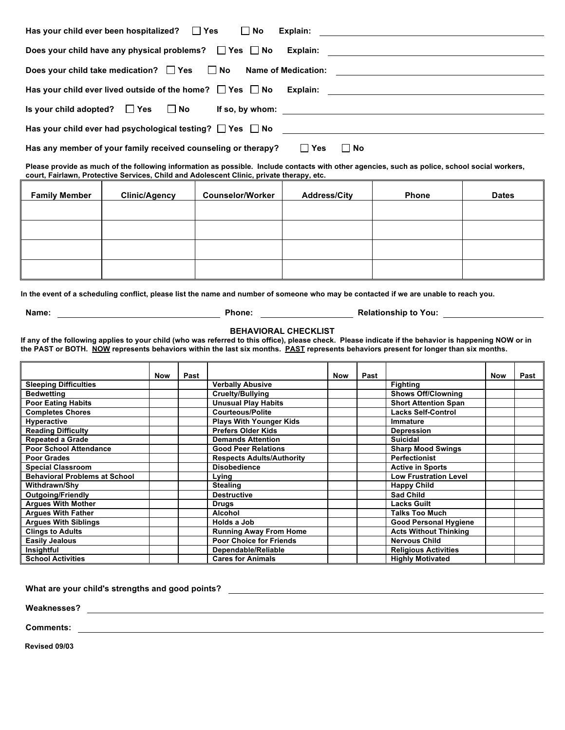Has your child ever been hospitalized? ☐ Yes ☐ No Explain: ____________________

Does your child have any physical problems? ☐ Yes ☐ No Explain: ____________________

Does your child take medication? ☐ Yes ☐ No Name of Medication: ____________________

Has your child ever lived outside of the home? ☐ Yes ☐ No Explain: ____________________

Is your child adopted? ☐ Yes ☐ No If so, by whom: ____________________

Has your child ever had psychological testing? ☐ Yes ☐ No ____________________

Has any member of your family received counseling or therapy? ☐ Yes ☐ No

**Please provide as much of the following information as possible. Include contacts with other agencies, such as police, school social workers, court, Fairlawn, Protective Services, Child and Adolescent Clinic, private therapy, etc.**

| Family Member | Clinic/Agency | Counselor/Worker | Address/City | Phone | Dates |
|---|---|---|---|---|---|
| | | | | | |
| | | | | | |
| | | | | | |
| | | | | | |

**In the event of a scheduling conflict, please list the name and number of someone who may be contacted if we are unable to reach you.**

Name: ____________________ Phone: ____________________ Relationship to You: ____________________

## BEHAVIORAL CHECKLIST

**If any of the following applies to your child (who was referred to this office), please check. Please indicate if the behavior is happening NOW or in the PAST or BOTH. NOW represents behaviors within the last six months. PAST represents behaviors present for longer than six months.**

| | Now | Past | | Now | Past | | Now | Past |
|---|---|---|---|---|---|---|---|---|
| Sleeping Difficulties | | | Verbally Abusive | | | Fighting | | |
| Bedwetting | | | Cruelty/Bullying | | | Shows Off/Clowning | | |
| Poor Eating Habits | | | Unusual Play Habits | | | Short Attention Span | | |
| Completes Chores | | | Courteous/Polite | | | Lacks Self-Control | | |
| Hyperactive | | | Plays With Younger Kids | | | Immature | | |
| Reading Difficulty | | | Prefers Older Kids | | | Depression | | |
| Repeated a Grade | | | Demands Attention | | | Suicidal | | |
| Poor School Attendance | | | Good Peer Relations | | | Sharp Mood Swings | | |
| Poor Grades | | | Respects Adults/Authority | | | Perfectionist | | |
| Special Classroom | | | Disobedience | | | Active in Sports | | |
| Behavioral Problems at School | | | Lying | | | Low Frustration Level | | |
| Withdrawn/Shy | | | Stealing | | | Happy Child | | |
| Outgoing/Friendly | | | Destructive | | | Sad Child | | |
| Argues With Mother | | | Drugs | | | Lacks Guilt | | |
| Argues With Father | | | Alcohol | | | Talks Too Much | | |
| Argues With Siblings | | | Holds a Job | | | Good Personal Hygiene | | |
| Clings to Adults | | | Running Away From Home | | | Acts Without Thinking | | |
| Easily Jealous | | | Poor Choice for Friends | | | Nervous Child | | |
| Insightful | | | Dependable/Reliable | | | Religious Activities | | |
| School Activities | | | Cares for Animals | | | Highly Motivated | | |

What are your child's strengths and good points? ____________________

Weaknesses? ____________________

Comments: ____________________

Revised 09/03